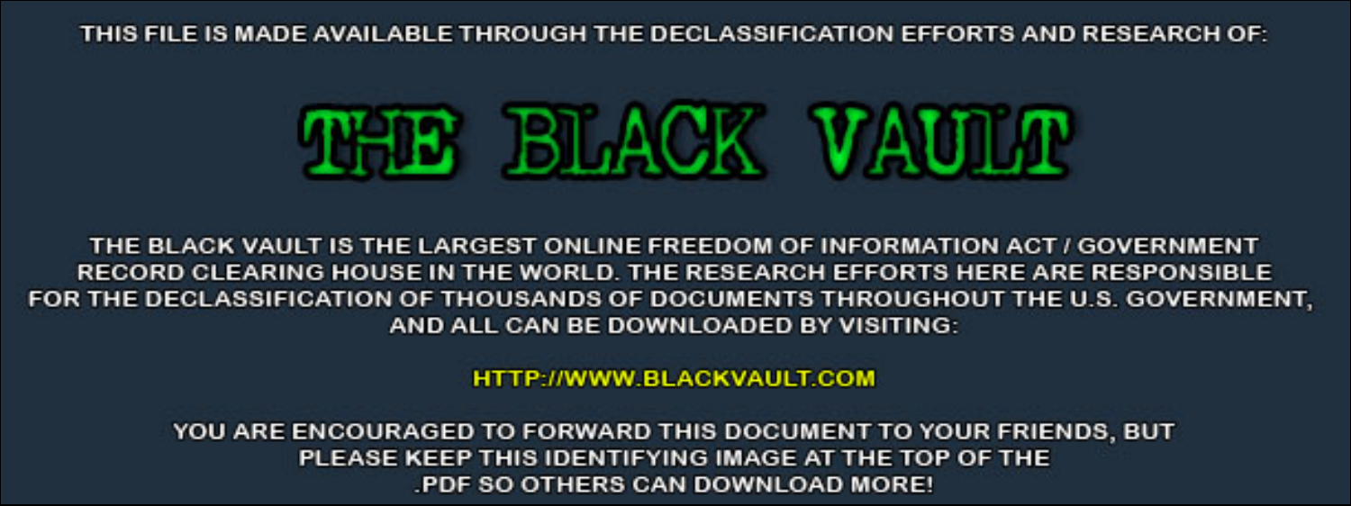THIS FILE IS MADE AVAILABLE THROUGH THE DECLASSIFICATION EFFORTS AND RESEARCH OF:

# THE BLACK VAULT

THE BLACK VAULT IS THE LARGEST ONLINE FREEDOM OF INFORMATION ACT / GOVERNMENT RECORD CLEARING HOUSE IN THE WORLD. THE RESEARCH EFFORTS HERE ARE RESPONSIBLE FOR THE DECLASSIFICATION OF THOUSANDS OF DOCUMENTS THROUGHOUT THE U.S. GOVERNMENT, AND ALL CAN BE DOWNLOADED BY VISITING:

HTTP://WWW.BLACKVAULT.COM

YOU ARE ENCOURAGED TO FORWARD THIS DOCUMENT TO YOUR FRIENDS, BUT PLEASE KEEP THIS IDENTIFYING IMAGE AT THE TOP OF THE .PDF SO OTHERS CAN DOWNLOAD MORE!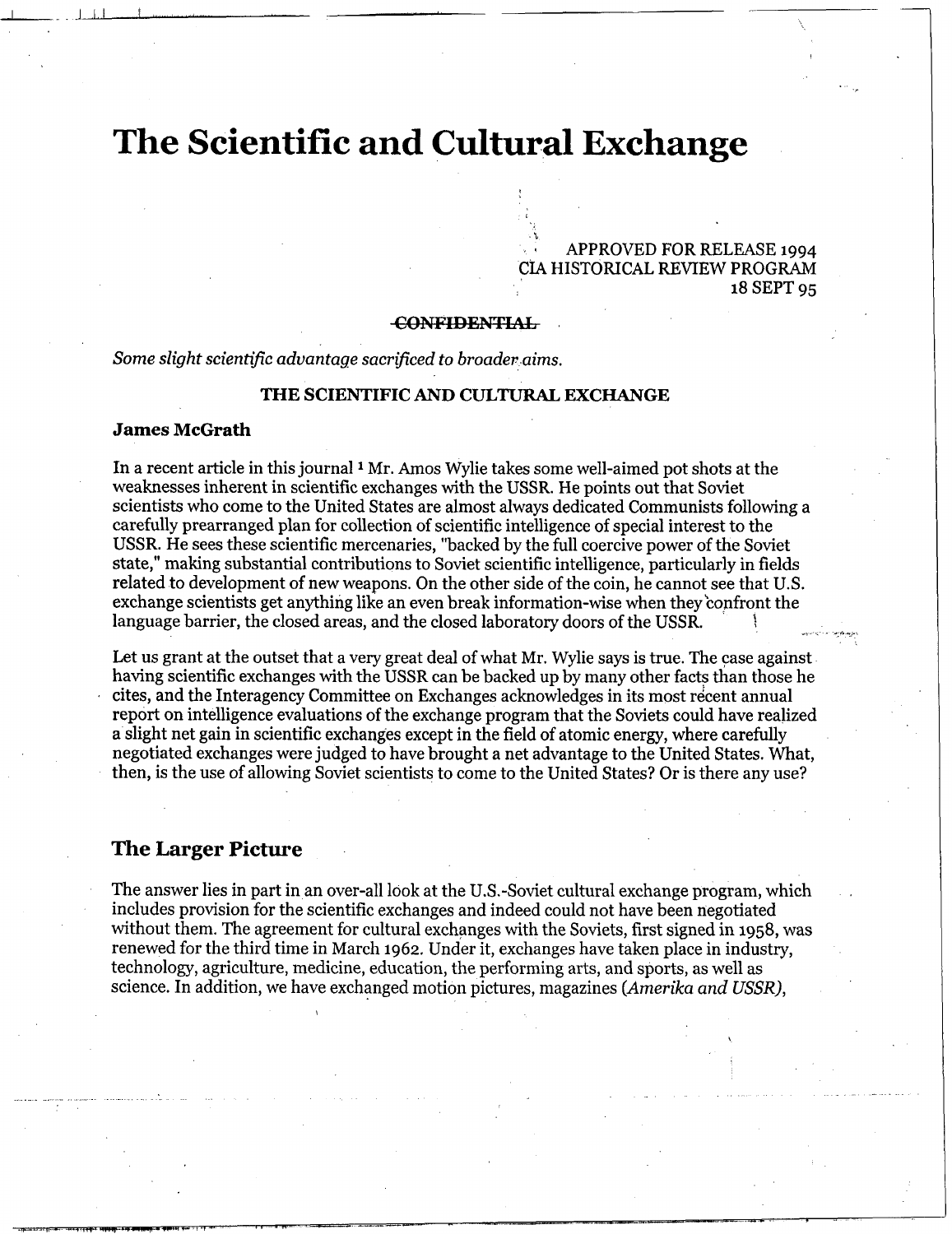# The Scientific and Cultural Exchange

APPROVED FOR RELEASE 1994
CIA HISTORICAL REVIEW PROGRAM
18 SEPT 95

~~CONFIDENTIAL~~

*Some slight scientific advantage sacrificed to broader aims.*

**THE SCIENTIFIC AND CULTURAL EXCHANGE**

### James McGrath

In a recent article in this journal [1] Mr. Amos Wylie takes some well-aimed pot shots at the weaknesses inherent in scientific exchanges with the USSR. He points out that Soviet scientists who come to the United States are almost always dedicated Communists following a carefully prearranged plan for collection of scientific intelligence of special interest to the USSR. He sees these scientific mercenaries, "backed by the full coercive power of the Soviet state," making substantial contributions to Soviet scientific intelligence, particularly in fields related to development of new weapons. On the other side of the coin, he cannot see that U.S. exchange scientists get anything like an even break information-wise when they confront the language barrier, the closed areas, and the closed laboratory doors of the USSR.

Let us grant at the outset that a very great deal of what Mr. Wylie says is true. The case against having scientific exchanges with the USSR can be backed up by many other facts than those he cites, and the Interagency Committee on Exchanges acknowledges in its most recent annual report on intelligence evaluations of the exchange program that the Soviets could have realized a slight net gain in scientific exchanges except in the field of atomic energy, where carefully negotiated exchanges were judged to have brought a net advantage to the United States. What, then, is the use of allowing Soviet scientists to come to the United States? Or is there any use?

## The Larger Picture

The answer lies in part in an over-all look at the U.S.-Soviet cultural exchange program, which includes provision for the scientific exchanges and indeed could not have been negotiated without them. The agreement for cultural exchanges with the Soviets, first signed in 1958, was renewed for the third time in March 1962. Under it, exchanges have taken place in industry, technology, agriculture, medicine, education, the performing arts, and sports, as well as science. In addition, we have exchanged motion pictures, magazines (*Amerika and USSR*),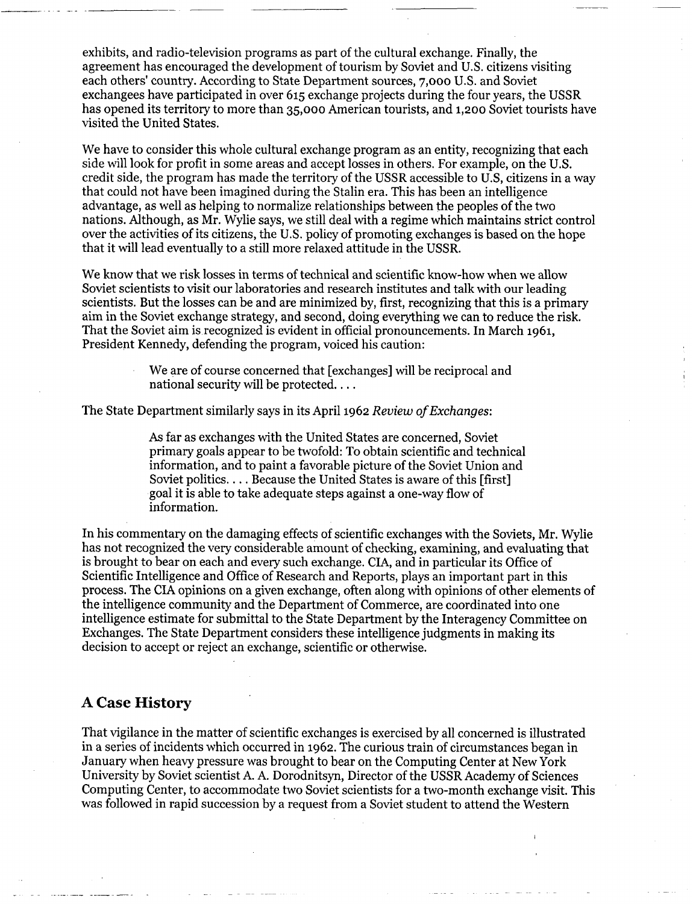exhibits, and radio-television programs as part of the cultural exchange. Finally, the agreement has encouraged the development of tourism by Soviet and U.S. citizens visiting each others' country. According to State Department sources, 7,000 U.S. and Soviet exchangees have participated in over 615 exchange projects during the four years, the USSR has opened its territory to more than 35,000 American tourists, and 1,200 Soviet tourists have visited the United States.

We have to consider this whole cultural exchange program as an entity, recognizing that each side will look for profit in some areas and accept losses in others. For example, on the U.S. credit side, the program has made the territory of the USSR accessible to U.S. citizens in a way that could not have been imagined during the Stalin era. This has been an intelligence advantage, as well as helping to normalize relationships between the peoples of the two nations. Although, as Mr. Wylie says, we still deal with a regime which maintains strict control over the activities of its citizens, the U.S. policy of promoting exchanges is based on the hope that it will lead eventually to a still more relaxed attitude in the USSR.

We know that we risk losses in terms of technical and scientific know-how when we allow Soviet scientists to visit our laboratories and research institutes and talk with our leading scientists. But the losses can be and are minimized by, first, recognizing that this is a primary aim in the Soviet exchange strategy, and second, doing everything we can to reduce the risk. That the Soviet aim is recognized is evident in official pronouncements. In March 1961, President Kennedy, defending the program, voiced his caution:

> We are of course concerned that [exchanges] will be reciprocal and national security will be protected. . . .

The State Department similarly says in its April 1962 *Review of Exchanges*:

> As far as exchanges with the United States are concerned, Soviet primary goals appear to be twofold: To obtain scientific and technical information, and to paint a favorable picture of the Soviet Union and Soviet politics. . . . Because the United States is aware of this [first] goal it is able to take adequate steps against a one-way flow of information.

In his commentary on the damaging effects of scientific exchanges with the Soviets, Mr. Wylie has not recognized the very considerable amount of checking, examining, and evaluating that is brought to bear on each and every such exchange. CIA, and in particular its Office of Scientific Intelligence and Office of Research and Reports, plays an important part in this process. The CIA opinions on a given exchange, often along with opinions of other elements of the intelligence community and the Department of Commerce, are coordinated into one intelligence estimate for submittal to the State Department by the Interagency Committee on Exchanges. The State Department considers these intelligence judgments in making its decision to accept or reject an exchange, scientific or otherwise.

## A Case History

That vigilance in the matter of scientific exchanges is exercised by all concerned is illustrated in a series of incidents which occurred in 1962. The curious train of circumstances began in January when heavy pressure was brought to bear on the Computing Center at New York University by Soviet scientist A. A. Dorodnitsyn, Director of the USSR Academy of Sciences Computing Center, to accommodate two Soviet scientists for a two-month exchange visit. This was followed in rapid succession by a request from a Soviet student to attend the Western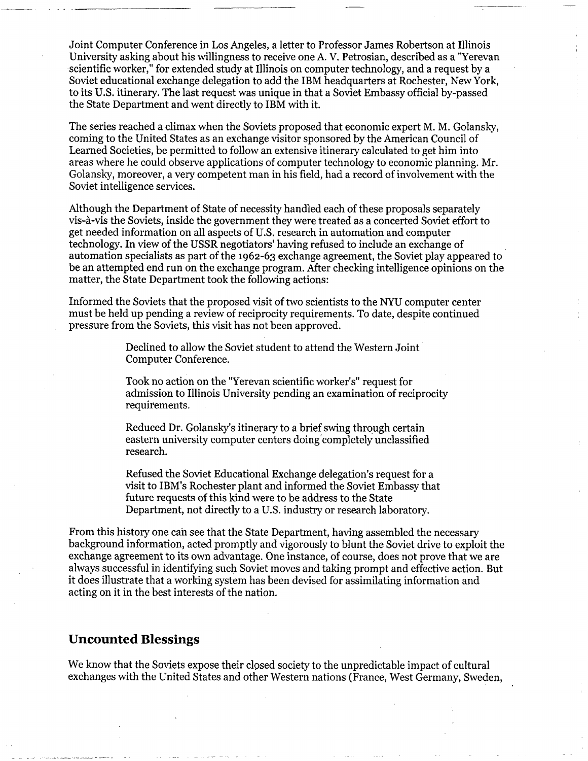Joint Computer Conference in Los Angeles, a letter to Professor James Robertson at Illinois University asking about his willingness to receive one A. V. Petrosian, described as a "Yerevan scientific worker," for extended study at Illinois on computer technology, and a request by a Soviet educational exchange delegation to add the IBM headquarters at Rochester, New York, to its U.S. itinerary. The last request was unique in that a Soviet Embassy official by-passed the State Department and went directly to IBM with it.

The series reached a climax when the Soviets proposed that economic expert M. M. Golansky, coming to the United States as an exchange visitor sponsored by the American Council of Learned Societies, be permitted to follow an extensive itinerary calculated to get him into areas where he could observe applications of computer technology to economic planning. Mr. Golansky, moreover, a very competent man in his field, had a record of involvement with the Soviet intelligence services.

Although the Department of State of necessity handled each of these proposals separately vis-à-vis the Soviets, inside the government they were treated as a concerted Soviet effort to get needed information on all aspects of U.S. research in automation and computer technology. In view of the USSR negotiators' having refused to include an exchange of automation specialists as part of the 1962-63 exchange agreement, the Soviet play appeared to be an attempted end run on the exchange program. After checking intelligence opinions on the matter, the State Department took the following actions:

Informed the Soviets that the proposed visit of two scientists to the NYU computer center must be held up pending a review of reciprocity requirements. To date, despite continued pressure from the Soviets, this visit has not been approved.

> Declined to allow the Soviet student to attend the Western Joint Computer Conference.
>
> Took no action on the "Yerevan scientific worker's" request for admission to Illinois University pending an examination of reciprocity requirements.
>
> Reduced Dr. Golansky's itinerary to a brief swing through certain eastern university computer centers doing completely unclassified research.
>
> Refused the Soviet Educational Exchange delegation's request for a visit to IBM's Rochester plant and informed the Soviet Embassy that future requests of this kind were to be address to the State Department, not directly to a U.S. industry or research laboratory.

From this history one can see that the State Department, having assembled the necessary background information, acted promptly and vigorously to blunt the Soviet drive to exploit the exchange agreement to its own advantage. One instance, of course, does not prove that we are always successful in identifying such Soviet moves and taking prompt and effective action. But it does illustrate that a working system has been devised for assimilating information and acting on it in the best interests of the nation.

## Uncounted Blessings

We know that the Soviets expose their closed society to the unpredictable impact of cultural exchanges with the United States and other Western nations (France, West Germany, Sweden,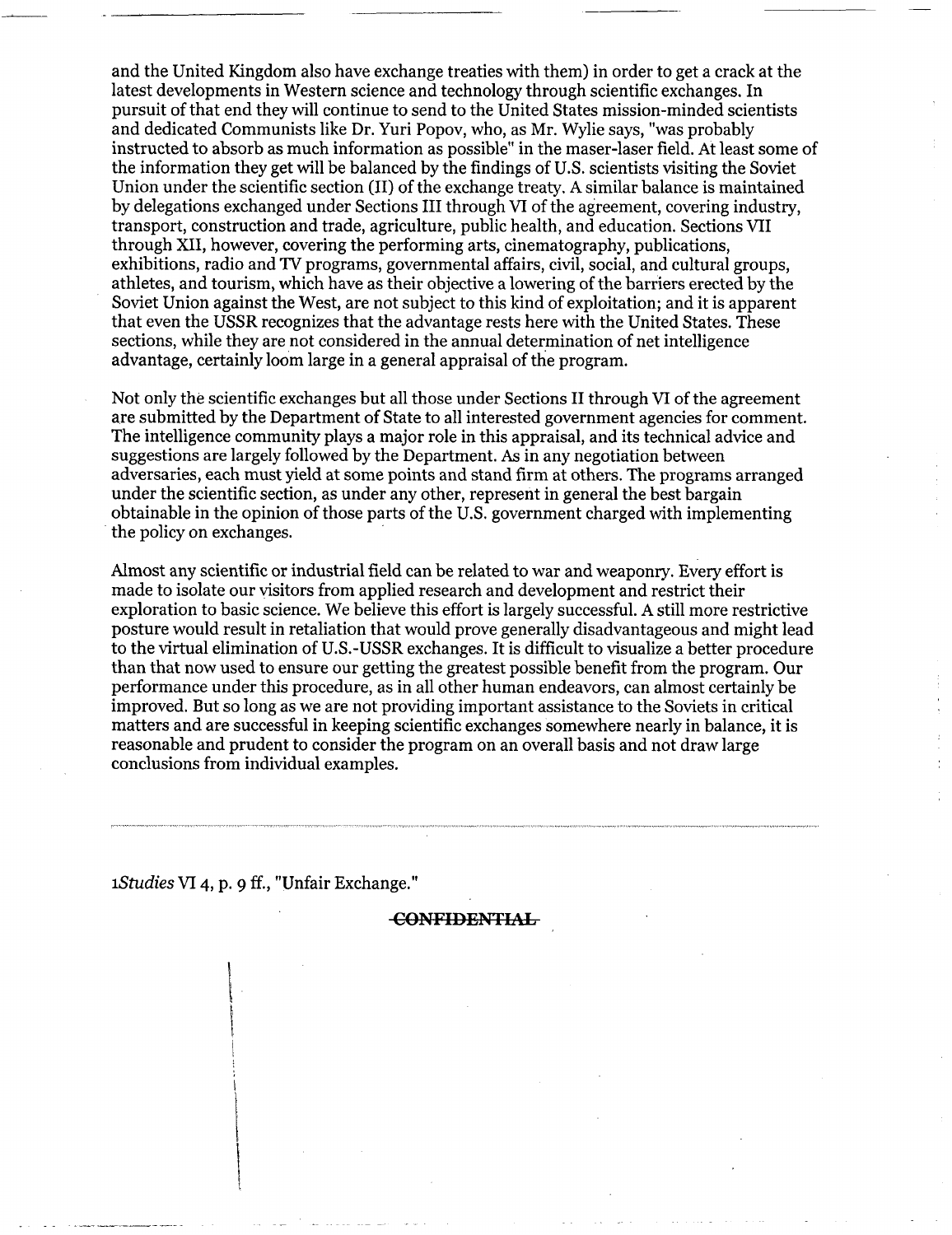and the United Kingdom also have exchange treaties with them) in order to get a crack at the latest developments in Western science and technology through scientific exchanges. In pursuit of that end they will continue to send to the United States mission-minded scientists and dedicated Communists like Dr. Yuri Popov, who, as Mr. Wylie says, "was probably instructed to absorb as much information as possible" in the maser-laser field. At least some of the information they get will be balanced by the findings of U.S. scientists visiting the Soviet Union under the scientific section (II) of the exchange treaty. A similar balance is maintained by delegations exchanged under Sections III through VI of the agreement, covering industry, transport, construction and trade, agriculture, public health, and education. Sections VII through XII, however, covering the performing arts, cinematography, publications, exhibitions, radio and TV programs, governmental affairs, civil, social, and cultural groups, athletes, and tourism, which have as their objective a lowering of the barriers erected by the Soviet Union against the West, are not subject to this kind of exploitation; and it is apparent that even the USSR recognizes that the advantage rests here with the United States. These sections, while they are not considered in the annual determination of net intelligence advantage, certainly loom large in a general appraisal of the program.

Not only the scientific exchanges but all those under Sections II through VI of the agreement are submitted by the Department of State to all interested government agencies for comment. The intelligence community plays a major role in this appraisal, and its technical advice and suggestions are largely followed by the Department. As in any negotiation between adversaries, each must yield at some points and stand firm at others. The programs arranged under the scientific section, as under any other, represent in general the best bargain obtainable in the opinion of those parts of the U.S. government charged with implementing the policy on exchanges.

Almost any scientific or industrial field can be related to war and weaponry. Every effort is made to isolate our visitors from applied research and development and restrict their exploration to basic science. We believe this effort is largely successful. A still more restrictive posture would result in retaliation that would prove generally disadvantageous and might lead to the virtual elimination of U.S.-USSR exchanges. It is difficult to visualize a better procedure than that now used to ensure our getting the greatest possible benefit from the program. Our performance under this procedure, as in all other human endeavors, can almost certainly be improved. But so long as we are not providing important assistance to the Soviets in critical matters and are successful in keeping scientific exchanges somewhere nearly in balance, it is reasonable and prudent to consider the program on an overall basis and not draw large conclusions from individual examples.

---

1*Studies* VI 4, p. 9 ff., "Unfair Exchange."

~~CONFIDENTIAL~~